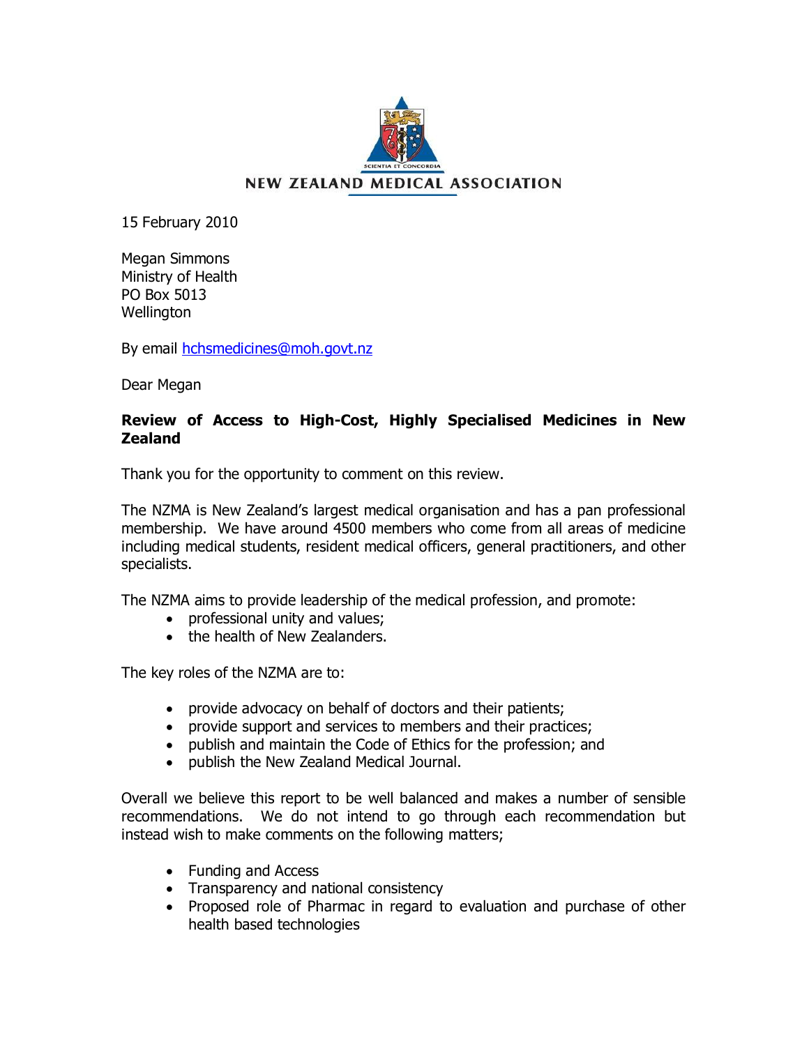NEW ZEALAND MEDICAL ASSOCIATION

15 February 2010

Megan Simmons
Ministry of Health
PO Box 5013
Wellington

By email hchsmedicines@moh.govt.nz

Dear Megan

**Review of Access to High-Cost, Highly Specialised Medicines in New Zealand**

Thank you for the opportunity to comment on this review.

The NZMA is New Zealand's largest medical organisation and has a pan professional membership. We have around 4500 members who come from all areas of medicine including medical students, resident medical officers, general practitioners, and other specialists.

The NZMA aims to provide leadership of the medical profession, and promote:

- professional unity and values;
- the health of New Zealanders.

The key roles of the NZMA are to:

- provide advocacy on behalf of doctors and their patients;
- provide support and services to members and their practices;
- publish and maintain the Code of Ethics for the profession; and
- publish the New Zealand Medical Journal.

Overall we believe this report to be well balanced and makes a number of sensible recommendations. We do not intend to go through each recommendation but instead wish to make comments on the following matters;

- Funding and Access
- Transparency and national consistency
- Proposed role of Pharmac in regard to evaluation and purchase of other health based technologies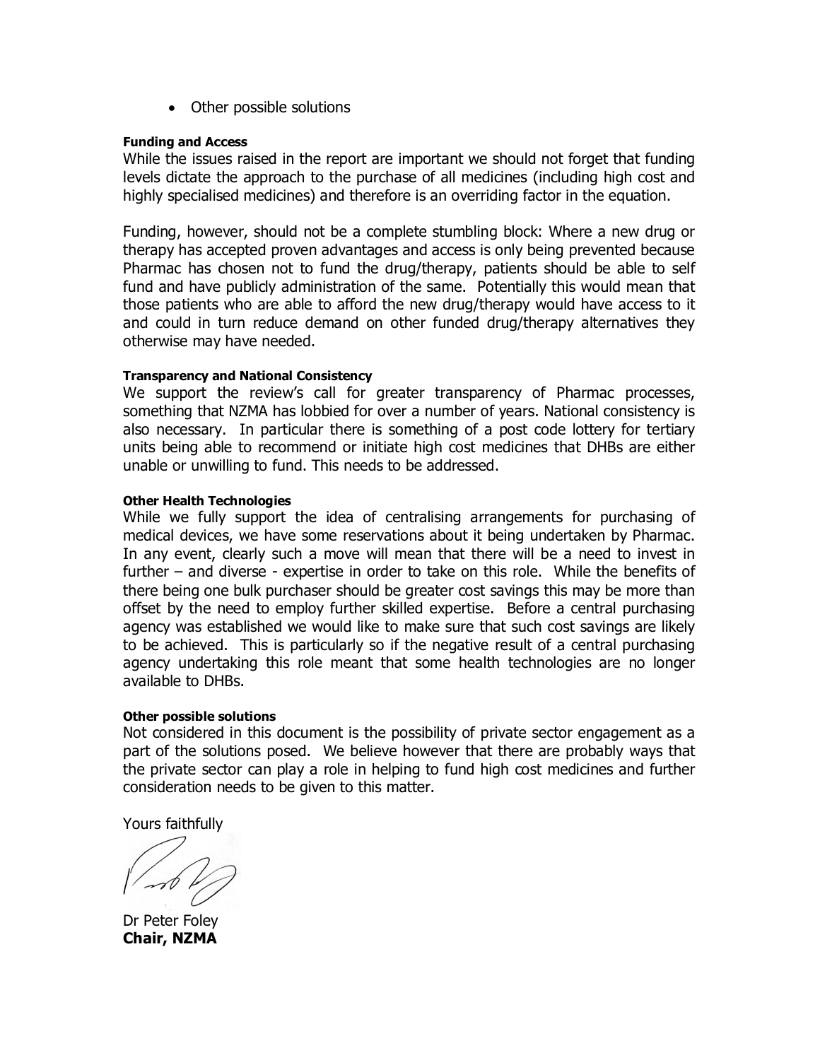- Other possible solutions

**Funding and Access**

While the issues raised in the report are important we should not forget that funding levels dictate the approach to the purchase of all medicines (including high cost and highly specialised medicines) and therefore is an overriding factor in the equation.

Funding, however, should not be a complete stumbling block: Where a new drug or therapy has accepted proven advantages and access is only being prevented because Pharmac has chosen not to fund the drug/therapy, patients should be able to self fund and have publicly administration of the same. Potentially this would mean that those patients who are able to afford the new drug/therapy would have access to it and could in turn reduce demand on other funded drug/therapy alternatives they otherwise may have needed.

**Transparency and National Consistency**

We support the review's call for greater transparency of Pharmac processes, something that NZMA has lobbied for over a number of years. National consistency is also necessary. In particular there is something of a post code lottery for tertiary units being able to recommend or initiate high cost medicines that DHBs are either unable or unwilling to fund. This needs to be addressed.

**Other Health Technologies**

While we fully support the idea of centralising arrangements for purchasing of medical devices, we have some reservations about it being undertaken by Pharmac. In any event, clearly such a move will mean that there will be a need to invest in further – and diverse - expertise in order to take on this role. While the benefits of there being one bulk purchaser should be greater cost savings this may be more than offset by the need to employ further skilled expertise. Before a central purchasing agency was established we would like to make sure that such cost savings are likely to be achieved. This is particularly so if the negative result of a central purchasing agency undertaking this role meant that some health technologies are no longer available to DHBs.

**Other possible solutions**

Not considered in this document is the possibility of private sector engagement as a part of the solutions posed. We believe however that there are probably ways that the private sector can play a role in helping to fund high cost medicines and further consideration needs to be given to this matter.

Yours faithfully

Dr Peter Foley
**Chair, NZMA**